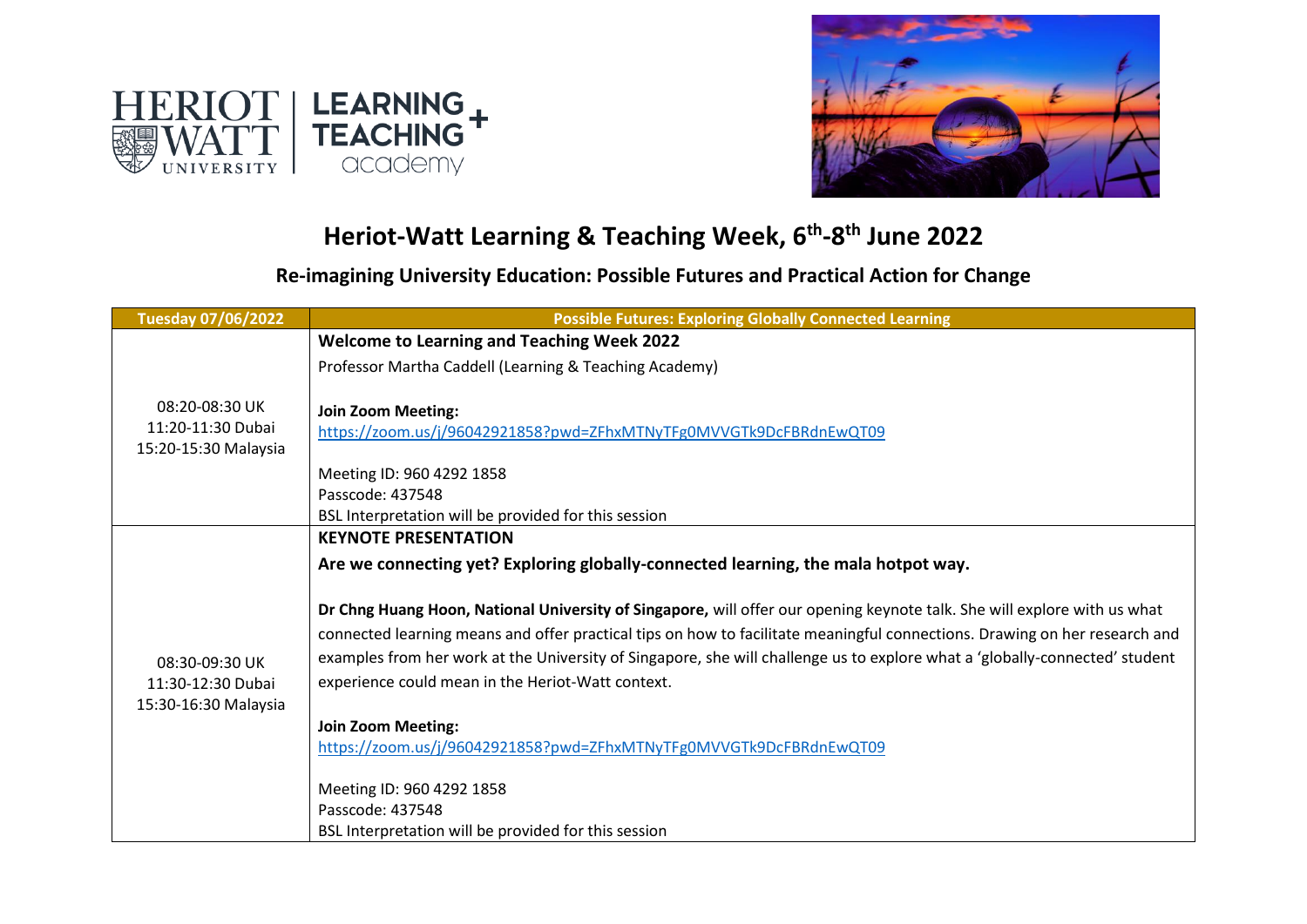# Heriot-Watt Learning & Teaching Week, 6th-8th June 2022

## Re-imagining University Education: Possible Futures and Practical Action for Change

| Tuesday 07/06/2022 | Possible Futures: Exploring Globally Connected Learning |
|---|---|
| 08:20-08:30 UK<br>11:20-11:30 Dubai<br>15:20-15:30 Malaysia | **Welcome to Learning and Teaching Week 2022**<br>Professor Martha Caddell (Learning & Teaching Academy)<br><br>**Join Zoom Meeting:**<br>https://zoom.us/j/96042921858?pwd=ZFhxMTNyTFg0MVVGTk9DcFBRdnEwQT09<br><br>Meeting ID: 960 4292 1858<br>Passcode: 437548<br>BSL Interpretation will be provided for this session |
| 08:30-09:30 UK<br>11:30-12:30 Dubai<br>15:30-16:30 Malaysia | **KEYNOTE PRESENTATION**<br>**Are we connecting yet? Exploring globally-connected learning, the mala hotpot way.**<br><br>**Dr Chng Huang Hoon, National University of Singapore,** will offer our opening keynote talk. She will explore with us what connected learning means and offer practical tips on how to facilitate meaningful connections. Drawing on her research and examples from her work at the University of Singapore, she will challenge us to explore what a 'globally-connected' student experience could mean in the Heriot-Watt context.<br><br>**Join Zoom Meeting:**<br>https://zoom.us/j/96042921858?pwd=ZFhxMTNyTFg0MVVGTk9DcFBRdnEwQT09<br><br>Meeting ID: 960 4292 1858<br>Passcode: 437548<br>BSL Interpretation will be provided for this session |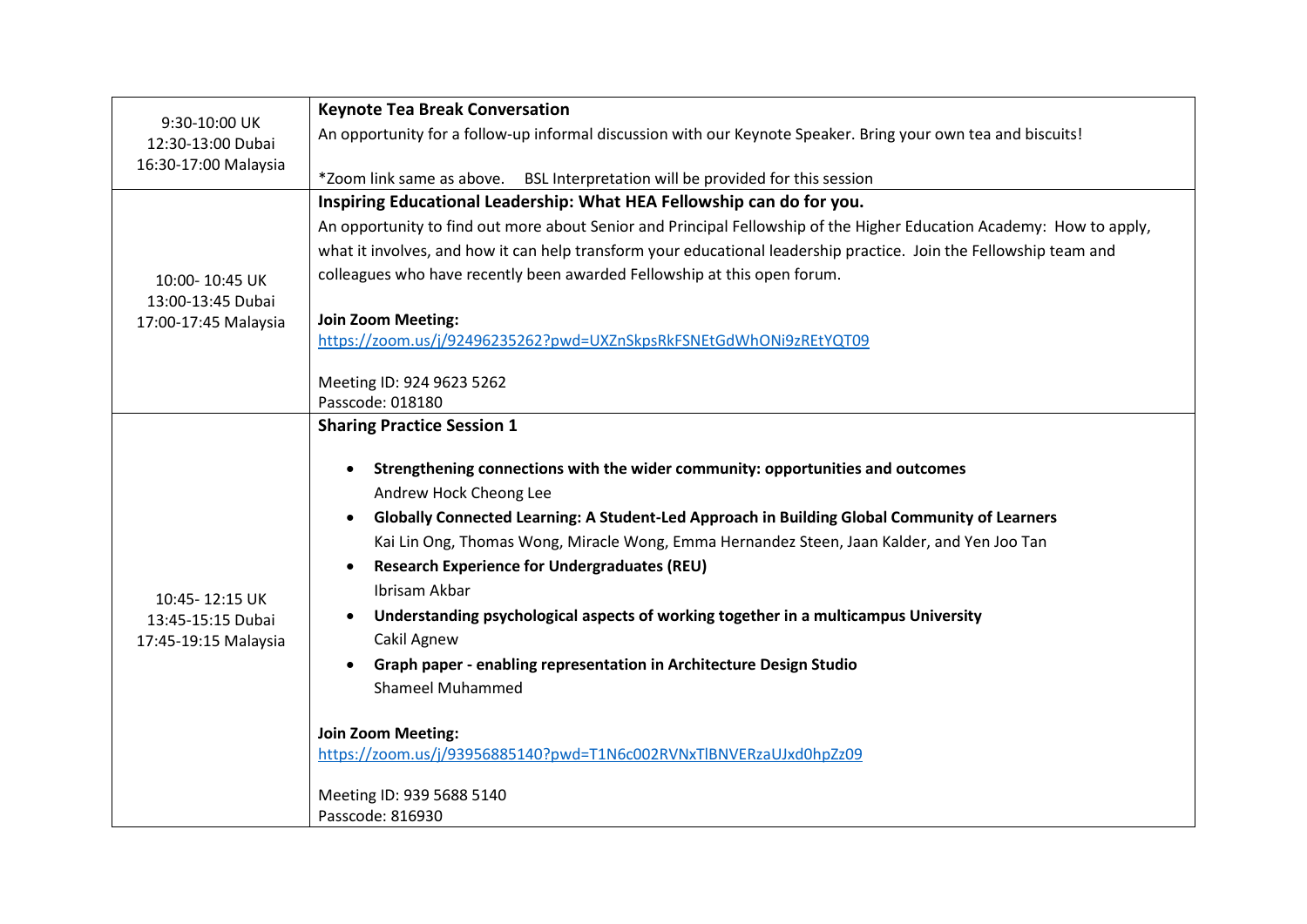| | |
|---|---|
| 9:30-10:00 UK<br>12:30-13:00 Dubai<br>16:30-17:00 Malaysia | **Keynote Tea Break Conversation**<br>An opportunity for a follow-up informal discussion with our Keynote Speaker. Bring your own tea and biscuits!<br><br>*Zoom link same as above. BSL Interpretation will be provided for this session |
| 10:00- 10:45 UK<br>13:00-13:45 Dubai<br>17:00-17:45 Malaysia | **Inspiring Educational Leadership: What HEA Fellowship can do for you.**<br>An opportunity to find out more about Senior and Principal Fellowship of the Higher Education Academy: How to apply, what it involves, and how it can help transform your educational leadership practice. Join the Fellowship team and colleagues who have recently been awarded Fellowship at this open forum.<br><br>**Join Zoom Meeting:**<br>https://zoom.us/j/92496235262?pwd=UXZnSkpsRkFSNEtGdWhONi9zREtYQT09<br><br>Meeting ID: 924 9623 5262<br>Passcode: 018180 |
| 10:45- 12:15 UK<br>13:45-15:15 Dubai<br>17:45-19:15 Malaysia | **Sharing Practice Session 1**<br><br>• **Strengthening connections with the wider community: opportunities and outcomes**<br>Andrew Hock Cheong Lee<br>• **Globally Connected Learning: A Student-Led Approach in Building Global Community of Learners**<br>Kai Lin Ong, Thomas Wong, Miracle Wong, Emma Hernandez Steen, Jaan Kalder, and Yen Joo Tan<br>• **Research Experience for Undergraduates (REU)**<br>Ibrisam Akbar<br>• **Understanding psychological aspects of working together in a multicampus University**<br>Cakil Agnew<br>• **Graph paper - enabling representation in Architecture Design Studio**<br>Shameel Muhammed<br><br>**Join Zoom Meeting:**<br>https://zoom.us/j/93956885140?pwd=T1N6c002RVNxTlBNVERzaUJxd0hpZz09<br><br>Meeting ID: 939 5688 5140<br>Passcode: 816930 |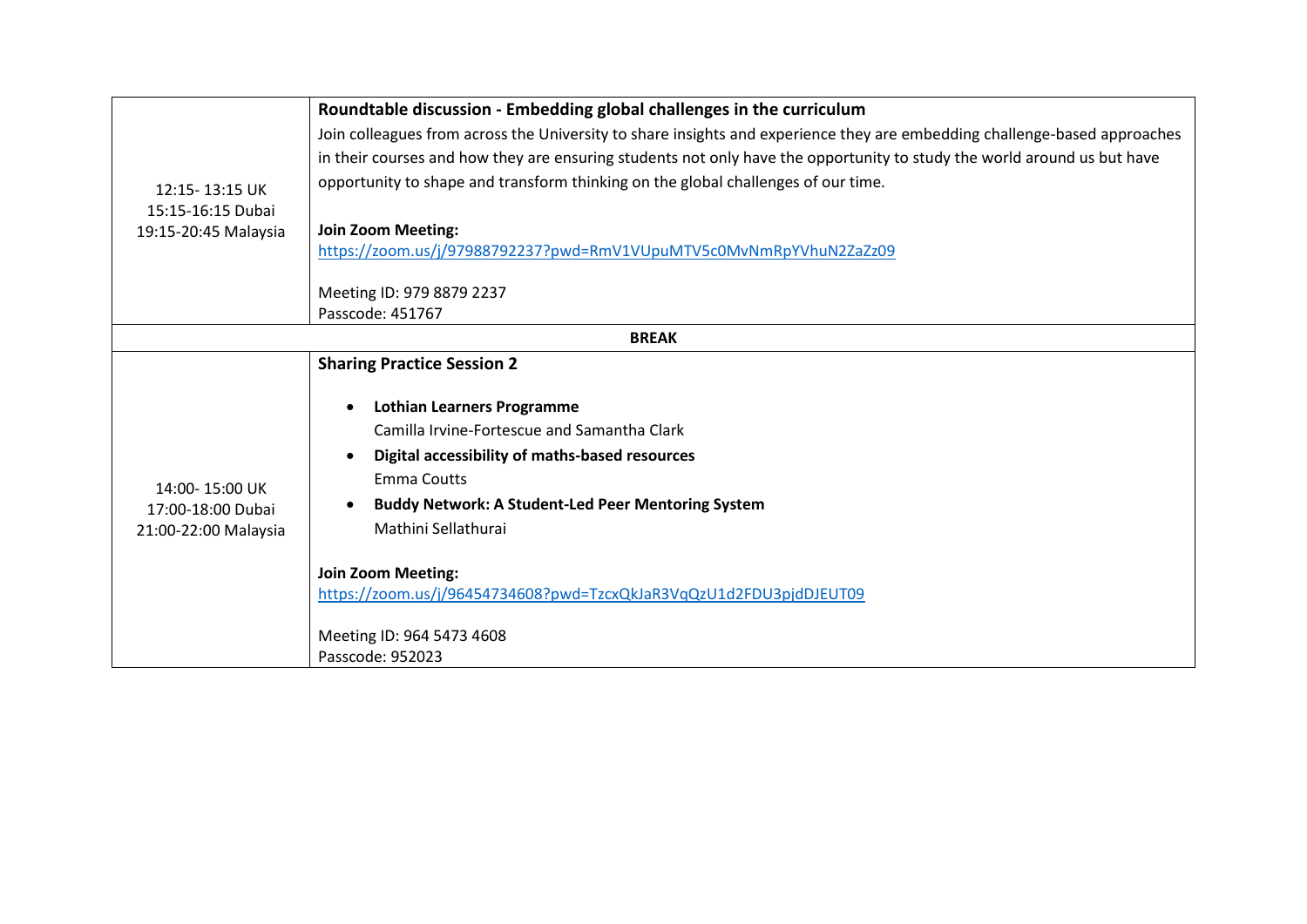| | |
|---|---|
| 12:15- 13:15 UK<br>15:15-16:15 Dubai<br>19:15-20:45 Malaysia | **Roundtable discussion - Embedding global challenges in the curriculum**<br>Join colleagues from across the University to share insights and experience they are embedding challenge-based approaches in their courses and how they are ensuring students not only have the opportunity to study the world around us but have opportunity to shape and transform thinking on the global challenges of our time.<br><br>**Join Zoom Meeting:**<br>https://zoom.us/j/97988792237?pwd=RmV1VUpuMTV5c0MvNmRpYVhuN2ZaZz09<br><br>Meeting ID: 979 8879 2237<br>Passcode: 451767 |
| **BREAK** | |
| 14:00- 15:00 UK<br>17:00-18:00 Dubai<br>21:00-22:00 Malaysia | **Sharing Practice Session 2**<br><br>• **Lothian Learners Programme**<br>Camilla Irvine-Fortescue and Samantha Clark<br>• **Digital accessibility of maths-based resources**<br>Emma Coutts<br>• **Buddy Network: A Student-Led Peer Mentoring System**<br>Mathini Sellathurai<br><br>**Join Zoom Meeting:**<br>https://zoom.us/j/96454734608?pwd=TzcxQkJaR3VqQzU1d2FDU3pjdDJEUT09<br><br>Meeting ID: 964 5473 4608<br>Passcode: 952023 |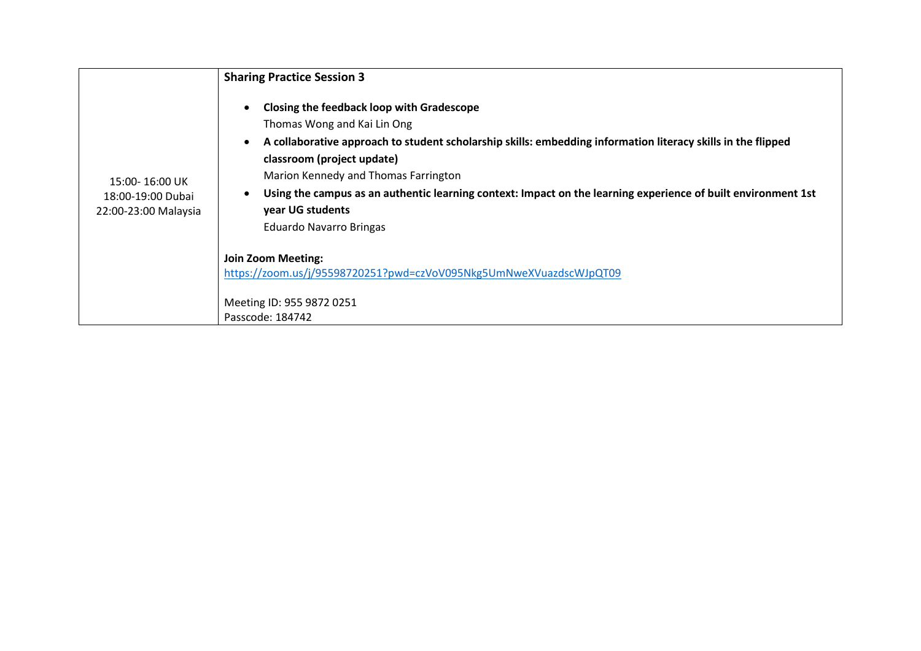| | |
|---|---|
| 15:00- 16:00 UK<br>18:00-19:00 Dubai<br>22:00-23:00 Malaysia | **Sharing Practice Session 3**<br><br>• **Closing the feedback loop with Gradescope**<br>Thomas Wong and Kai Lin Ong<br>• **A collaborative approach to student scholarship skills: embedding information literacy skills in the flipped classroom (project update)**<br>Marion Kennedy and Thomas Farrington<br>• **Using the campus as an authentic learning context: Impact on the learning experience of built environment 1st year UG students**<br>Eduardo Navarro Bringas<br><br>**Join Zoom Meeting:**<br>https://zoom.us/j/95598720251?pwd=czVoV095Nkg5UmNweXVuazdscWJpQT09<br><br>Meeting ID: 955 9872 0251<br>Passcode: 184742 |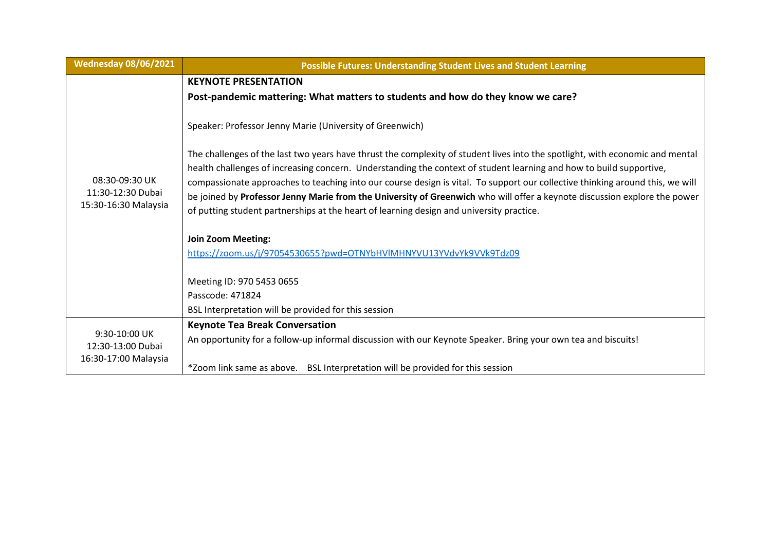| Wednesday 08/06/2021 | Possible Futures: Understanding Student Lives and Student Learning |
|---|---|
| 08:30-09:30 UK<br>11:30-12:30 Dubai<br>15:30-16:30 Malaysia | **KEYNOTE PRESENTATION**<br>**Post-pandemic mattering: What matters to students and how do they know we care?**<br><br>Speaker: Professor Jenny Marie (University of Greenwich)<br><br>The challenges of the last two years have thrust the complexity of student lives into the spotlight, with economic and mental health challenges of increasing concern. Understanding the context of student learning and how to build supportive, compassionate approaches to teaching into our course design is vital. To support our collective thinking around this, we will be joined by **Professor Jenny Marie from the University of Greenwich** who will offer a keynote discussion explore the power of putting student partnerships at the heart of learning design and university practice.<br><br>**Join Zoom Meeting:**<br>https://zoom.us/j/97054530655?pwd=OTNYbHVlMHNYVU13YVdvYk9VVk9Tdz09<br><br>Meeting ID: 970 5453 0655<br>Passcode: 471824<br>BSL Interpretation will be provided for this session |
| 9:30-10:00 UK<br>12:30-13:00 Dubai<br>16:30-17:00 Malaysia | **Keynote Tea Break Conversation**<br>An opportunity for a follow-up informal discussion with our Keynote Speaker. Bring your own tea and biscuits!<br><br>*Zoom link same as above. BSL Interpretation will be provided for this session |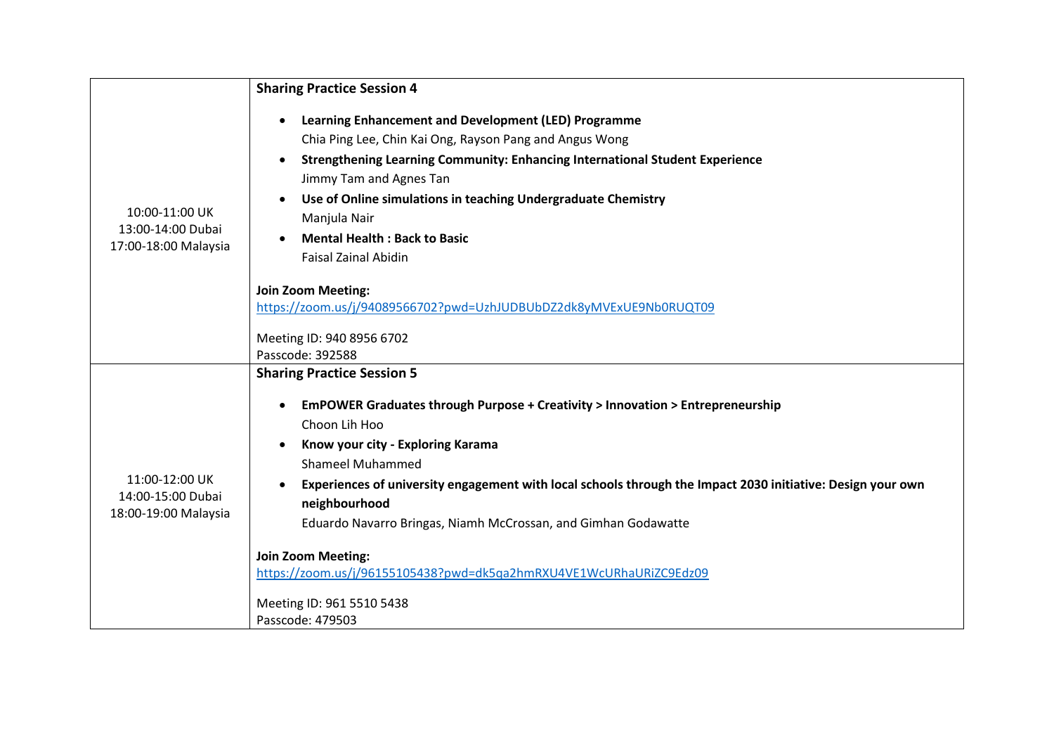| | |
|---|---|
| 10:00-11:00 UK<br>13:00-14:00 Dubai<br>17:00-18:00 Malaysia | **Sharing Practice Session 4**<br><br>• **Learning Enhancement and Development (LED) Programme**<br>Chia Ping Lee, Chin Kai Ong, Rayson Pang and Angus Wong<br>• **Strengthening Learning Community: Enhancing International Student Experience**<br>Jimmy Tam and Agnes Tan<br>• **Use of Online simulations in teaching Undergraduate Chemistry**<br>Manjula Nair<br>• **Mental Health : Back to Basic**<br>Faisal Zainal Abidin<br><br>**Join Zoom Meeting:**<br>https://zoom.us/j/94089566702?pwd=UzhJUDBUbDZ2dk8yMVExUE9Nb0RUQT09<br><br>Meeting ID: 940 8956 6702<br>Passcode: 392588 |
| 11:00-12:00 UK<br>14:00-15:00 Dubai<br>18:00-19:00 Malaysia | **Sharing Practice Session 5**<br><br>• **EmPOWER Graduates through Purpose + Creativity > Innovation > Entrepreneurship**<br>Choon Lih Hoo<br>• **Know your city - Exploring Karama**<br>Shameel Muhammed<br>• **Experiences of university engagement with local schools through the Impact 2030 initiative: Design your own neighbourhood**<br>Eduardo Navarro Bringas, Niamh McCrossan, and Gimhan Godawatte<br><br>**Join Zoom Meeting:**<br>https://zoom.us/j/96155105438?pwd=dk5qa2hmRXU4VE1WcURhaURiZC9Edz09<br><br>Meeting ID: 961 5510 5438<br>Passcode: 479503 |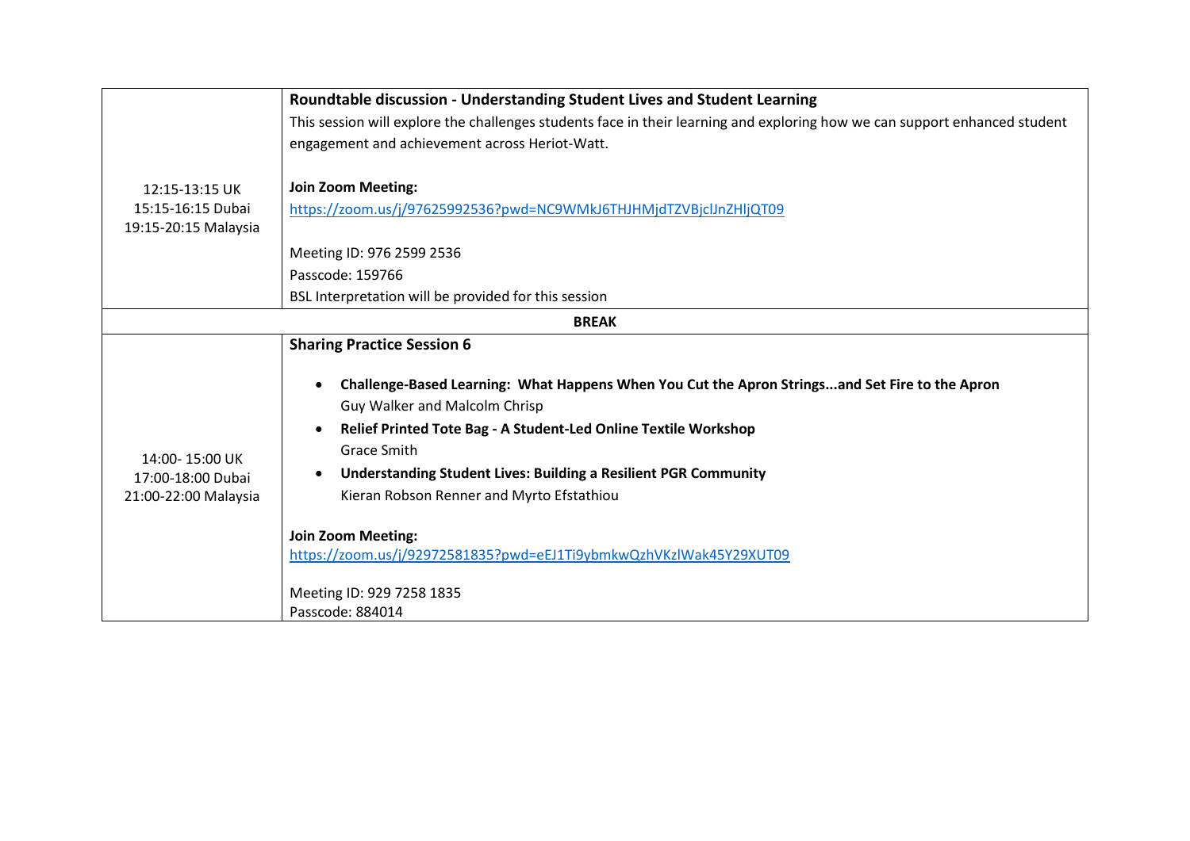| | |
|---|---|
| 12:15-13:15 UK<br>15:15-16:15 Dubai<br>19:15-20:15 Malaysia | **Roundtable discussion - Understanding Student Lives and Student Learning**<br>This session will explore the challenges students face in their learning and exploring how we can support enhanced student engagement and achievement across Heriot-Watt.<br><br>**Join Zoom Meeting:**<br>https://zoom.us/j/97625992536?pwd=NC9WMkJ6THJHMjdTZVBjclJnZHljQT09<br><br>Meeting ID: 976 2599 2536<br>Passcode: 159766<br>BSL Interpretation will be provided for this session |
| **BREAK** | |
| 14:00- 15:00 UK<br>17:00-18:00 Dubai<br>21:00-22:00 Malaysia | **Sharing Practice Session 6**<br><br>• **Challenge-Based Learning: What Happens When You Cut the Apron Strings...and Set Fire to the Apron**<br>Guy Walker and Malcolm Chrisp<br>• **Relief Printed Tote Bag - A Student-Led Online Textile Workshop**<br>Grace Smith<br>• **Understanding Student Lives: Building a Resilient PGR Community**<br>Kieran Robson Renner and Myrto Efstathiou<br><br>**Join Zoom Meeting:**<br>https://zoom.us/j/92972581835?pwd=eEJ1Ti9ybmkwQzhVKzlWak45Y29XUT09<br><br>Meeting ID: 929 7258 1835<br>Passcode: 884014 |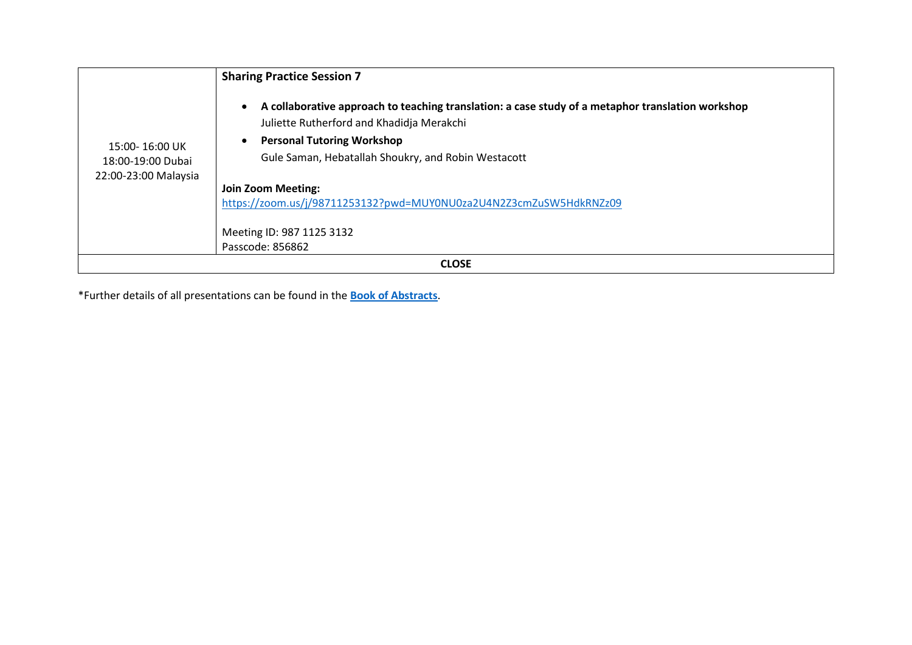| | |
|---|---|
| 15:00- 16:00 UK<br>18:00-19:00 Dubai<br>22:00-23:00 Malaysia | **Sharing Practice Session 7**<br><br>• **A collaborative approach to teaching translation: a case study of a metaphor translation workshop**<br>Juliette Rutherford and Khadidja Merakchi<br>• **Personal Tutoring Workshop**<br>Gule Saman, Hebatallah Shoukry, and Robin Westacott<br><br>**Join Zoom Meeting:**<br>https://zoom.us/j/98711253132?pwd=MUY0NU0za2U4N2Z3cmZuSW5HdkRNZz09<br><br>Meeting ID: 987 1125 3132<br>Passcode: 856862 |
| **CLOSE** | |

*Further details of all presentations can be found in the **Book of Abstracts**.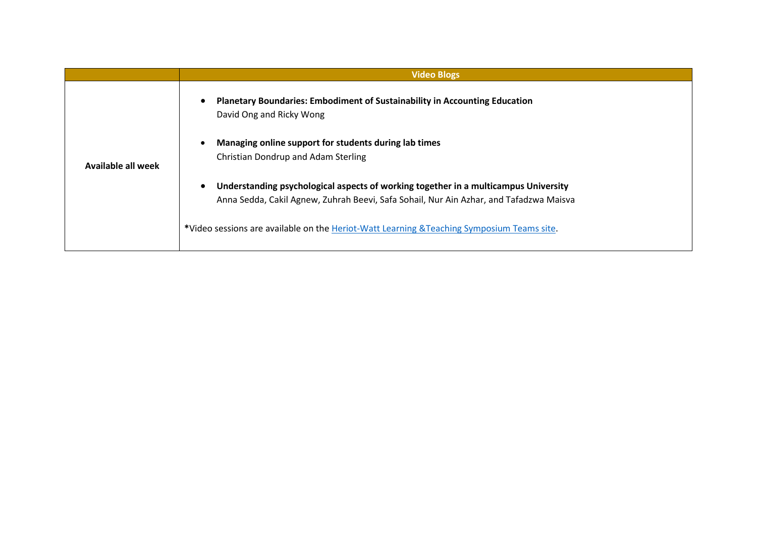| | Video Blogs |
|---|---|
| **Available all week** | • **Planetary Boundaries: Embodiment of Sustainability in Accounting Education**<br>David Ong and Ricky Wong<br><br>• **Managing online support for students during lab times**<br>Christian Dondrup and Adam Sterling<br><br>• **Understanding psychological aspects of working together in a multicampus University**<br>Anna Sedda, Cakil Agnew, Zuhrah Beevi, Safa Sohail, Nur Ain Azhar, and Tafadzwa Maisva<br><br>**\***Video sessions are available on the Heriot-Watt Learning &Teaching Symposium Teams site. |